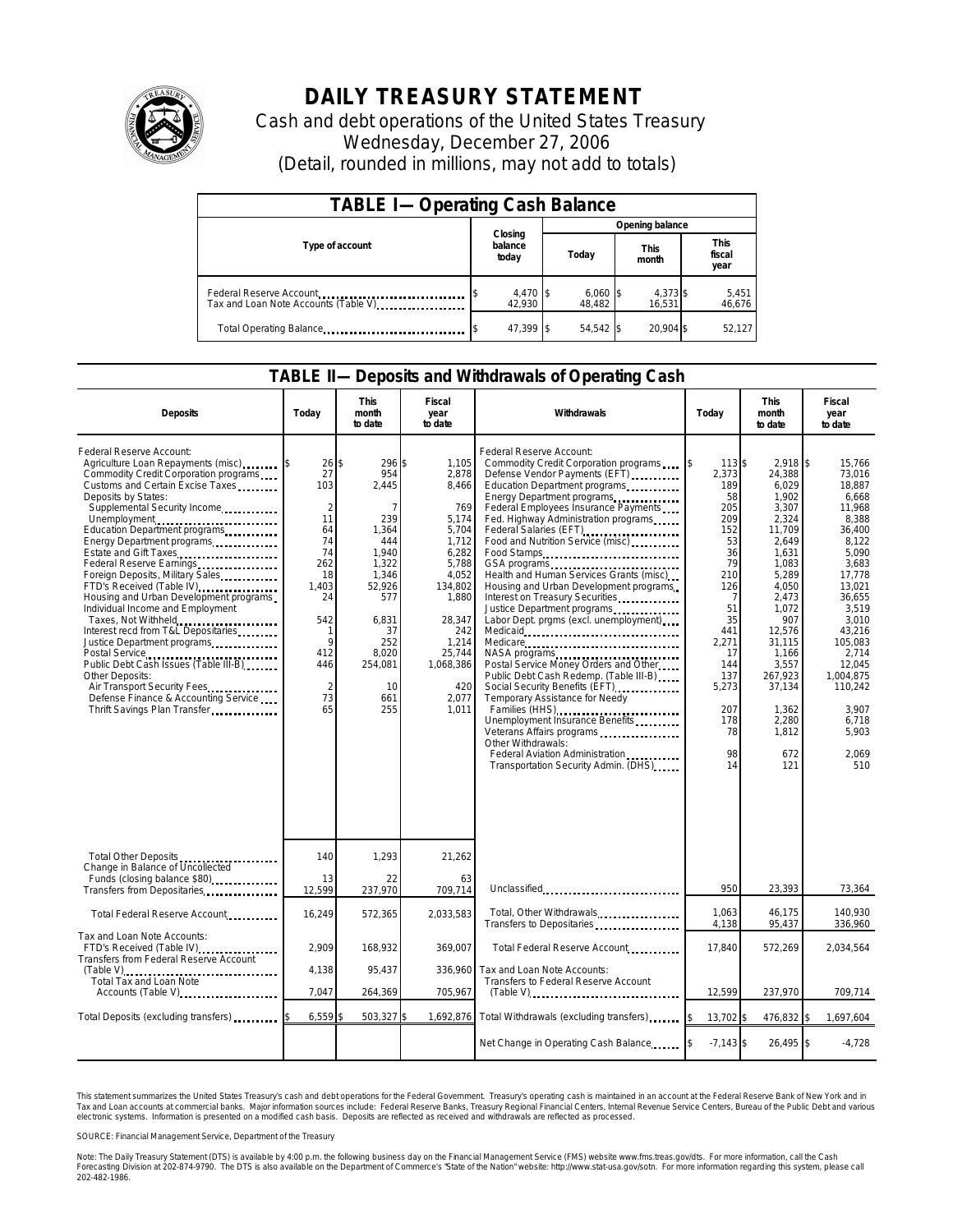# DAILY TREASURY STATEMENT

Cash and debt operations of the United States Treasury

Wednesday, December 27, 2006

(Detail, rounded in millions, may not add to totals)

## TABLE I—Operating Cash Balance

| Type of account | Closing balance today | Opening balance Today | Opening balance This month | Opening balance This fiscal year |
|---|---|---|---|---|
| Federal Reserve Account | $ 4,470 | $ 6,060 | $ 4,373 | $ 5,451 |
| Tax and Loan Note Accounts (Table V) | 42,930 | 48,482 | 16,531 | 46,676 |
| Total Operating Balance | $ 47,399 | $ 54,542 | $ 20,904 | $ 52,127 |

## TABLE II—Deposits and Withdrawals of Operating Cash

| Deposits | Today | This month to date | Fiscal year to date | Withdrawals | Today | This month to date | Fiscal year to date |
|---|---|---|---|---|---|---|---|
| Federal Reserve Account: | | | | Federal Reserve Account: | | | |
| Agriculture Loan Repayments (misc) | $ 26 | $ 296 | $ 1,105 | Commodity Credit Corporation programs | $ 113 | $ 2,918 | $ 15,766 |
| Commodity Credit Corporation programs | 27 | 954 | 2,878 | Defense Vendor Payments (EFT) | 2,373 | 24,388 | 73,016 |
| Customs and Certain Excise Taxes | 103 | 2,445 | 8,466 | Education Department programs | 189 | 6,029 | 18,887 |
| Deposits by States: | | | | Energy Department programs | 58 | 1,902 | 6,668 |
| Supplemental Security Income | 2 | 7 | 769 | Federal Employees Insurance Payments | 205 | 3,307 | 11,968 |
| Unemployment | 11 | 239 | 5,174 | Fed. Highway Administration programs | 209 | 2,324 | 8,388 |
| Education Department programs | 64 | 1,364 | 5,704 | Federal Salaries (EFT) | 152 | 11,709 | 36,400 |
| Energy Department programs | 74 | 444 | 1,712 | Food and Nutrition Service (misc) | 53 | 2,649 | 8,122 |
| Estate and Gift Taxes | 74 | 1,940 | 6,282 | Food Stamps | 36 | 1,631 | 5,090 |
| Federal Reserve Earnings | 262 | 1,322 | 5,788 | GSA programs | 79 | 1,083 | 3,683 |
| Foreign Deposits, Military Sales | 18 | 1,346 | 4,052 | Health and Human Services Grants (misc) | 210 | 5,289 | 17,778 |
| FTD's Received (Table IV) | 1,403 | 52,926 | 134,802 | Housing and Urban Development programs | 126 | 4,050 | 13,021 |
| Housing and Urban Development programs | 24 | 577 | 1,880 | Interest on Treasury Securities | 7 | 2,473 | 36,655 |
| Individual Income and Employment | | | | Justice Department programs | 51 | 1,072 | 3,519 |
| Taxes, Not Withheld | 542 | 6,831 | 28,347 | Labor Dept. prgms (excl. unemployment) | 35 | 907 | 3,010 |
| Interest recd from T&L Depositaries | 1 | 37 | 242 | Medicaid | 441 | 12,576 | 43,216 |
| Justice Department programs | 9 | 252 | 1,214 | Medicare | 2,271 | 31,115 | 105,083 |
| Postal Service | 412 | 8,020 | 25,744 | NASA programs | 17 | 1,166 | 2,714 |
| Public Debt Cash Issues (Table III-B) | 446 | 254,081 | 1,068,386 | Postal Service Money Orders and Other | 144 | 3,557 | 12,045 |
| Other Deposits: | | | | Public Debt Cash Redemp. (Table III-B) | 137 | 267,923 | 1,004,875 |
| Air Transport Security Fees | 2 | 10 | 420 | Social Security Benefits (EFT) | 5,273 | 37,134 | 110,242 |
| Defense Finance & Accounting Service | 73 | 661 | 2,077 | Temporary Assistance for Needy | | | |
| Thrift Savings Plan Transfer | 65 | 255 | 1,011 | Families (HHS) | 207 | 1,362 | 3,907 |
| | | | | Unemployment Insurance Benefits | 178 | 2,280 | 6,718 |
| | | | | Veterans Affairs programs | 78 | 1,812 | 5,903 |
| | | | | Other Withdrawals: | | | |
| | | | | Federal Aviation Administration | 98 | 672 | 2,069 |
| | | | | Transportation Security Admin. (DHS) | 14 | 121 | 510 |
| Total Other Deposits | 140 | 1,293 | 21,262 | | | | |
| Change in Balance of Uncollected Funds (closing balance $80) | 13 | 22 | 63 | | | | |
| Transfers from Depositaries | 12,599 | 237,970 | 709,714 | Unclassified | 950 | 23,393 | 73,364 |
| Total Federal Reserve Account | 16,249 | 572,365 | 2,033,583 | Total, Other Withdrawals | 1,063 | 46,175 | 140,930 |
| | | | | Transfers to Depositaries | 4,138 | 95,437 | 336,960 |
| Tax and Loan Note Accounts: | | | | | | | |
| FTD's Received (Table IV) | 2,909 | 168,932 | 369,007 | Total Federal Reserve Account | 17,840 | 572,269 | 2,034,564 |
| Transfers from Federal Reserve Account (Table V) | 4,138 | 95,437 | 336,960 | Tax and Loan Note Accounts: | | | |
| Total Tax and Loan Note Accounts (Table V) | 7,047 | 264,369 | 705,967 | Transfers to Federal Reserve Account (Table V) | 12,599 | 237,970 | 709,714 |
| Total Deposits (excluding transfers) | $ 6,559 | $ 503,327 | $ 1,692,876 | Total Withdrawals (excluding transfers) | $ 13,702 | $ 476,832 | $ 1,697,604 |
| | | | | Net Change in Operating Cash Balance | $ -7,143 | $ 26,495 | $ -4,728 |

This statement summarizes the United States Treasury's cash and debt operations for the Federal Government. Treasury's operating cash is maintained in an account at the Federal Reserve Bank of New York and in Tax and Loan accounts at commercial banks. Major information sources include: Federal Reserve Banks, Treasury Regional Financial Centers, Internal Revenue Service Centers, Bureau of the Public Debt and various electronic systems. Information is presented on a modified cash basis. Deposits are reflected as received and withdrawals are reflected as processed.

SOURCE: Financial Management Service, Department of the Treasury

Note: The Daily Treasury Statement (DTS) is available by 4:00 p.m. the following business day on the Financial Management Service (FMS) website www.fms.treas.gov/dts. For more information, call the Cash Forecasting Division at 202-874-9790. The DTS is also available on the Department of Commerce's "State of the Nation" website: http://www.stat-usa.gov/sotn. For more information regarding this system, please call 202-482-1986.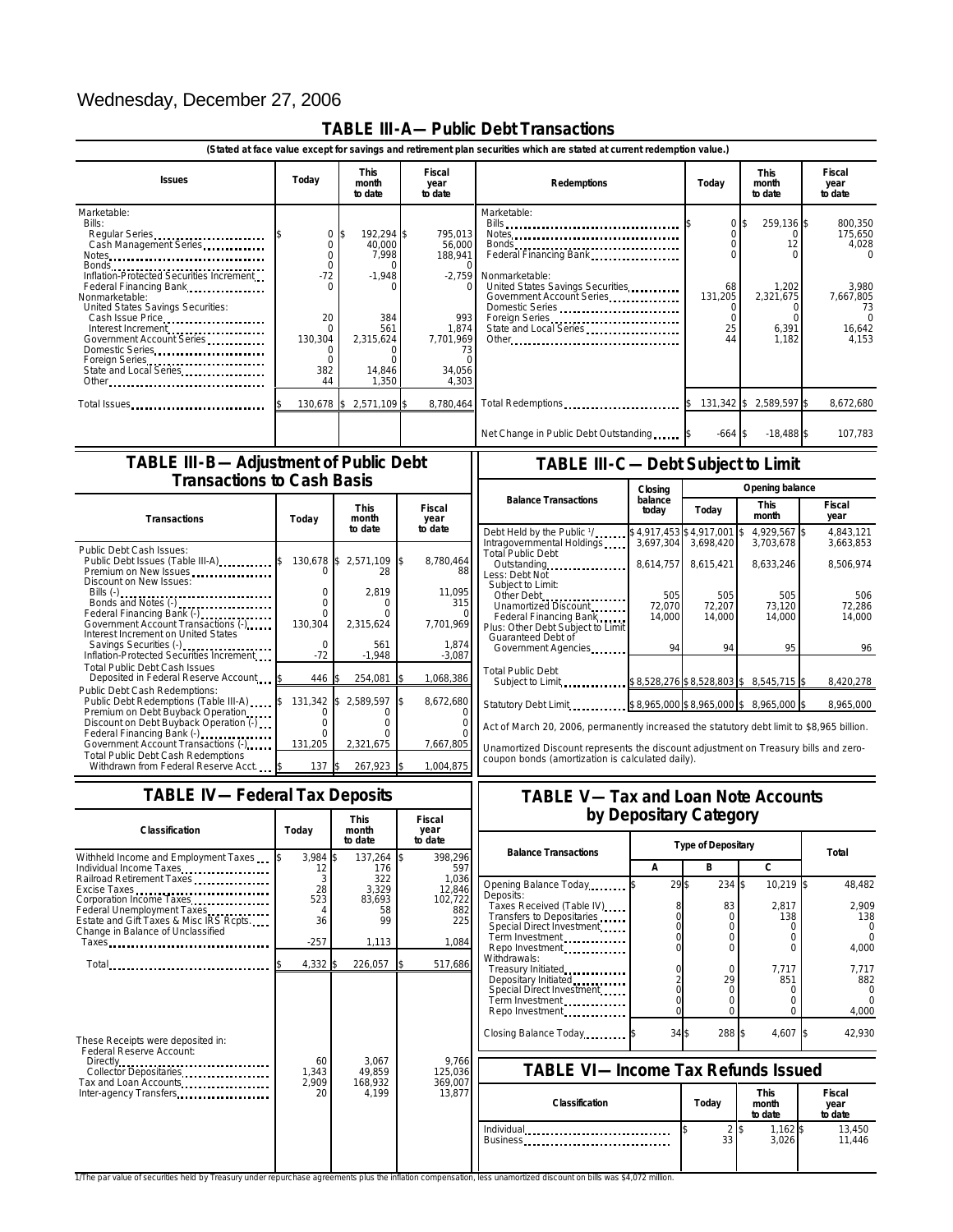Wednesday, December 27, 2006

## TABLE III-A— Public Debt Transactions

(Stated at face value except for savings and retirement plan securities which are stated at current redemption value.)

| Issues | Today | This month to date | Fiscal year to date |
|---|---|---|---|
| Marketable: | | | |
| Bills: | | | |
| Regular Series | $ 0 | $ 192,294 | $ 795,013 |
| Cash Management Series | 0 | 40,000 | 56,000 |
| Notes | 0 | 7,998 | 188,941 |
| Bonds | 0 | 0 | 0 |
| Inflation-Protected Securities Increment | -72 | -1,948 | -2,759 |
| Federal Financing Bank | 0 | 0 | 0 |
| Nonmarketable: | | | |
| United States Savings Securities: | | | |
| Cash Issue Price | 20 | 384 | 993 |
| Interest Increment | 0 | 561 | 1,874 |
| Government Account Series | 130,304 | 2,315,624 | 7,701,969 |
| Domestic Series | 0 | 0 | 73 |
| Foreign Series | 0 | 0 | 0 |
| State and Local Series | 382 | 14,846 | 34,056 |
| Other | 44 | 1,350 | 4,303 |
| Total Issues | $ 130,678 | $ 2,571,109 | $ 8,780,464 |

| Redemptions | Today | This month to date | Fiscal year to date |
|---|---|---|---|
| Marketable: | | | |
| Bills | $ 0 | $ 259,136 | $ 800,350 |
| Notes | 0 | 0 | 175,650 |
| Bonds | 0 | 12 | 4,028 |
| Federal Financing Bank | 0 | 0 | 0 |
| Nonmarketable: | | | |
| United States Savings Securities | 68 | 1,202 | 3,980 |
| Government Account Series | 131,205 | 2,321,675 | 7,667,805 |
| Domestic Series | 0 | 0 | 73 |
| Foreign Series | 0 | 0 | 0 |
| State and Local Series | 25 | 6,391 | 16,642 |
| Other | 44 | 1,182 | 4,153 |
| Total Redemptions | $ 131,342 | $ 2,589,597 | $ 8,672,680 |
| Net Change in Public Debt Outstanding | $ -664 | $ -18,488 | $ 107,783 |

## TABLE III-B— Adjustment of Public Debt Transactions to Cash Basis

| Transactions | Today | This month to date | Fiscal year to date |
|---|---|---|---|
| Public Debt Cash Issues: | | | |
| Public Debt Issues (Table III-A) | $ 130,678 | $ 2,571,109 | $ 8,780,464 |
| Premium on New Issues | 0 | 28 | 88 |
| Discount on New Issues: | | | |
| Bills (-) | 0 | 2,819 | 11,095 |
| Bonds and Notes (-) | 0 | 0 | 315 |
| Federal Financing Bank (-) | 0 | 0 | 0 |
| Government Account Transactions (-) | 130,304 | 2,315,624 | 7,701,969 |
| Interest Increment on United States Savings Securities (-) | 0 | 561 | 1,874 |
| Inflation-Protected Securities Increment | -72 | -1,948 | -3,087 |
| Total Public Debt Cash Issues Deposited in Federal Reserve Account | $ 446 | $ 254,081 | $ 1,068,386 |
| Public Debt Cash Redemptions: | | | |
| Public Debt Redemptions (Table III-A) | $ 131,342 | $ 2,589,597 | $ 8,672,680 |
| Premium on Debt Buyback Operation | 0 | 0 | 0 |
| Discount on Debt Buyback Operation (-) | 0 | 0 | 0 |
| Federal Financing Bank (-) | 0 | 0 | 0 |
| Government Account Transactions (-) | 131,205 | 2,321,675 | 7,667,805 |
| Total Public Debt Cash Redemptions Withdrawn from Federal Reserve Acct. | $ 137 | $ 267,923 | $ 1,004,875 |

## TABLE III-C— Debt Subject to Limit

| Balance Transactions | Closing balance today | Opening balance Today | Opening balance This month | Opening balance Fiscal year |
|---|---|---|---|---|
| Debt Held by the Public [1] | $ 4,917,453 | $ 4,917,001 | $ 4,929,567 | $ 4,843,121 |
| Intragovernmental Holdings | 3,697,304 | 3,698,420 | 3,703,678 | 3,663,853 |
| Total Public Debt Outstanding | 8,614,757 | 8,615,421 | 8,633,246 | 8,506,974 |
| Less: Debt Not Subject to Limit: | | | | |
| Other Debt | 505 | 505 | 505 | 506 |
| Unamortized Discount | 72,070 | 72,207 | 73,120 | 72,286 |
| Federal Financing Bank | 14,000 | 14,000 | 14,000 | 14,000 |
| Plus: Other Debt Subject to Limit Guaranteed Debt of Government Agencies | 94 | 94 | 95 | 96 |
| Total Public Debt Subject to Limit | $ 8,528,276 | $ 8,528,803 | $ 8,545,715 | $ 8,420,278 |
| Statutory Debt Limit | $ 8,965,000 | $ 8,965,000 | $ 8,965,000 | $ 8,965,000 |

Act of March 20, 2006, permanently increased the statutory debt limit to $8,965 billion.

Unamortized Discount represents the discount adjustment on Treasury bills and zero-coupon bonds (amortization is calculated daily).

## TABLE IV— Federal Tax Deposits

| Classification | Today | This month to date | Fiscal year to date |
|---|---|---|---|
| Withheld Income and Employment Taxes | $ 3,984 | $ 137,264 | $ 398,296 |
| Individual Income Taxes | 12 | 176 | 597 |
| Railroad Retirement Taxes | 3 | 322 | 1,036 |
| Excise Taxes | 28 | 3,329 | 12,846 |
| Corporation Income Taxes | 523 | 83,693 | 102,722 |
| Federal Unemployment Taxes | 4 | 58 | 882 |
| Estate and Gift Taxes & Misc IRS Rcpts. | 36 | 99 | 225 |
| Change in Balance of Unclassified Taxes | -257 | 1,113 | 1,084 |
| Total | $ 4,332 | $ 226,057 | $ 517,686 |
| These Receipts were deposited in: | | | |
| Federal Reserve Account: | | | |
| Directly | 60 | 3,067 | 9,766 |
| Collector Depositaries | 1,343 | 49,859 | 125,036 |
| Tax and Loan Accounts | 2,909 | 168,932 | 369,007 |
| Inter-agency Transfers | 20 | 4,199 | 13,877 |

## TABLE V— Tax and Loan Note Accounts by Depositary Category

| Balance Transactions | Type of Depositary A | B | C | Total |
|---|---|---|---|---|
| Opening Balance Today | $ 29 | $ 234 | $ 10,219 | $ 48,482 |
| Deposits: | | | | |
| Taxes Received (Table IV) | 8 | 83 | 2,817 | 2,909 |
| Transfers to Depositaries | 0 | 0 | 138 | 138 |
| Special Direct Investment | 0 | 0 | 0 | 0 |
| Term Investment | 0 | 0 | 0 | 0 |
| Repo Investment | 0 | 0 | 0 | 4,000 |
| Withdrawals: | | | | |
| Treasury Initiated | 0 | 0 | 7,717 | 7,717 |
| Depositary Initiated | 2 | 29 | 851 | 882 |
| Special Direct Investment | 0 | 0 | 0 | 0 |
| Term Investment | 0 | 0 | 0 | 0 |
| Repo Investment | 0 | 0 | 0 | 4,000 |
| Closing Balance Today | $ 34 | $ 288 | $ 4,607 | $ 42,930 |

## TABLE VI— Income Tax Refunds Issued

| Classification | Today | This month to date | Fiscal year to date |
|---|---|---|---|
| Individual | $ 2 | $ 1,162 | $ 13,450 |
| Business | 33 | 3,026 | 11,446 |

1/The par value of securities held by Treasury under repurchase agreements plus the inflation compensation, less unamortized discount on bills was $4,072 million.